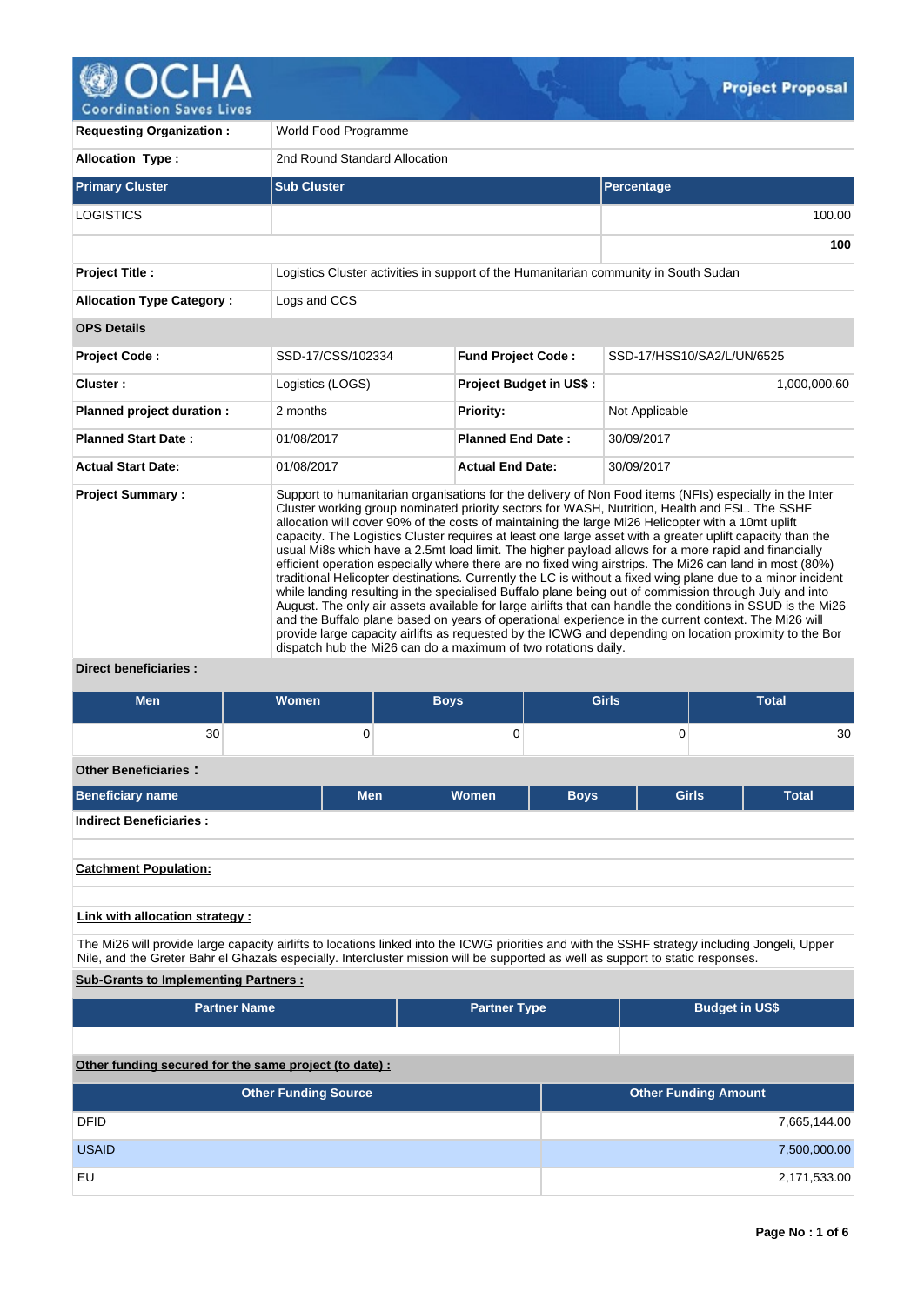# Project Proposal

| | |
|---|---|
| **Requesting Organization :** | World Food Programme |
| **Allocation Type :** | 2nd Round Standard Allocation |

| Primary Cluster | Sub Cluster | Percentage |
|---|---|---|
| LOGISTICS | | 100.00 |
| | | **100** |

| | |
|---|---|
| **Project Title :** | Logistics Cluster activities in support of the Humanitarian community in South Sudan |
| **Allocation Type Category :** | Logs and CCS |

**OPS Details**

| | | | |
|---|---|---|---|
| **Project Code :** | SSD-17/CSS/102334 | **Fund Project Code :** | SSD-17/HSS10/SA2/L/UN/6525 |
| **Cluster :** | Logistics (LOGS) | **Project Budget in US$ :** | 1,000,000.60 |
| **Planned project duration :** | 2 months | **Priority:** | Not Applicable |
| **Planned Start Date :** | 01/08/2017 | **Planned End Date :** | 30/09/2017 |
| **Actual Start Date:** | 01/08/2017 | **Actual End Date:** | 30/09/2017 |

**Project Summary :**

Support to humanitarian organisations for the delivery of Non Food items (NFIs) especially in the Inter Cluster working group nominated priority sectors for WASH, Nutrition, Health and FSL. The SSHF allocation will cover 90% of the costs of maintaining the large Mi26 Helicopter with a 10mt uplift capacity. The Logistics Cluster requires at least one large asset with a greater uplift capacity than the usual Mi8s which have a 2.5mt load limit. The higher payload allows for a more rapid and financially efficient operation especially where there are no fixed wing airstrips. The Mi26 can land in most (80%) traditional Helicopter destinations. Currently the LC is without a fixed wing plane due to a minor incident while landing resulting in the specialised Buffalo plane being out of commission through July and into August. The only air assets available for large airlifts that can handle the conditions in SSUD is the Mi26 and the Buffalo plane based on years of operational experience in the current context. The Mi26 will provide large capacity airlifts as requested by the ICWG and depending on location proximity to the Bor dispatch hub the Mi26 can do a maximum of two rotations daily.

**Direct beneficiaries :**

| Men | Women | Boys | Girls | Total |
|---|---|---|---|---|
| 30 | 0 | 0 | 0 | 30 |

**Other Beneficiaries :**

| Beneficiary name | Men | Women | Boys | Girls | Total |
|---|---|---|---|---|---|

**Indirect Beneficiaries :**

**Catchment Population:**

**Link with allocation strategy :**

The Mi26 will provide large capacity airlifts to locations linked into the ICWG priorities and with the SSHF strategy including Jongeli, Upper Nile, and the Greter Bahr el Ghazals especially. Intercluster mission will be supported as well as support to static responses.

**Sub-Grants to Implementing Partners :**

| Partner Name | Partner Type | Budget in US$ |
|---|---|---|
| | | |

**Other funding secured for the same project (to date) :**

| Other Funding Source | Other Funding Amount |
|---|---|
| DFID | 7,665,144.00 |
| USAID | 7,500,000.00 |
| EU | 2,171,533.00 |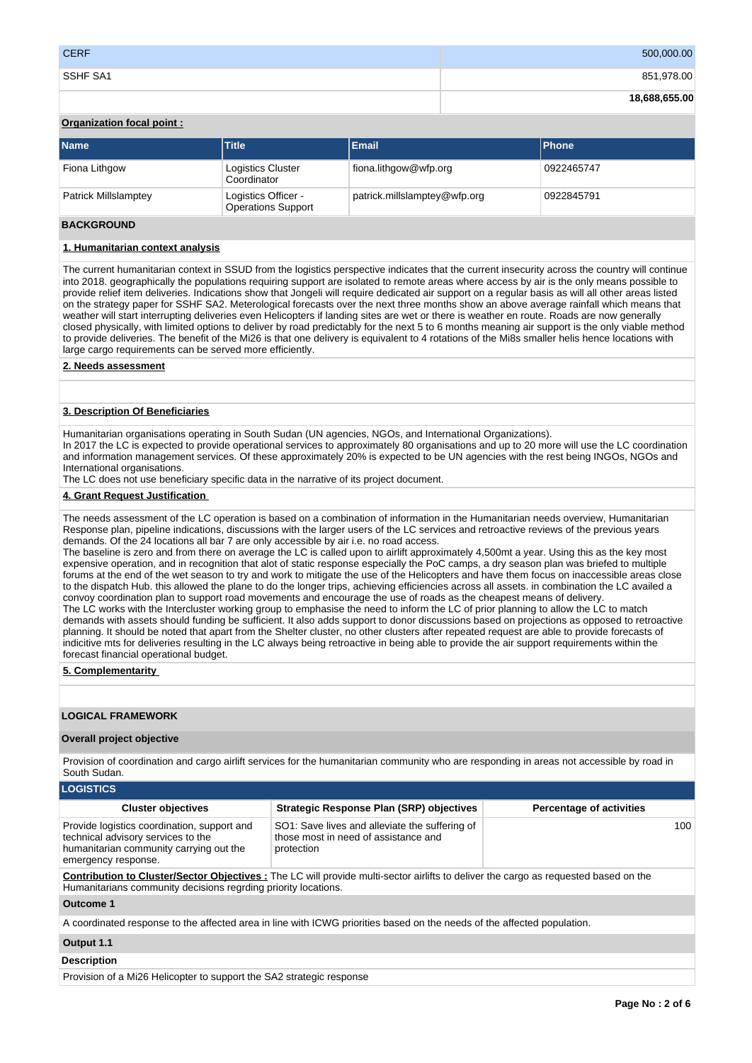| | |
|---|---|
| CERF | 500,000.00 |
| SSHF SA1 | 851,978.00 |
| | **18,688,655.00** |

**Organization focal point :**

| Name | Title | Email | Phone |
|---|---|---|---|
| Fiona Lithgow | Logistics Cluster Coordinator | fiona.lithgow@wfp.org | 0922465747 |
| Patrick Millslamptey | Logistics Officer - Operations Support | patrick.millslamptey@wfp.org | 0922845791 |

## BACKGROUND

### 1. Humanitarian context analysis

The current humanitarian context in SSUD from the logistics perspective indicates that the current insecurity across the country will continue into 2018. geographically the populations requiring support are isolated to remote areas where access by air is the only means possible to provide relief item deliveries. Indications show that Jongeli will require dedicated air support on a regular basis as will all other areas listed on the strategy paper for SSHF SA2. Meterological forecasts over the next three months show an above average rainfall which means that weather will start interrupting deliveries even Helicopters if landing sites are wet or there is weather en route. Roads are now generally closed physically, with limited options to deliver by road predictably for the next 5 to 6 months meaning air support is the only viable method to provide deliveries. The benefit of the Mi26 is that one delivery is equivalent to 4 rotations of the Mi8s smaller helis hence locations with large cargo requirements can be served more efficiently.

### 2. Needs assessment

### 3. Description Of Beneficiaries

Humanitarian organisations operating in South Sudan (UN agencies, NGOs, and International Organizations).
In 2017 the LC is expected to provide operational services to approximately 80 organisations and up to 20 more will use the LC coordination and information management services. Of these approximately 20% is expected to be UN agencies with the rest being INGOs, NGOs and International organisations.
The LC does not use beneficiary specific data in the narrative of its project document.

### 4. Grant Request Justification

The needs assessment of the LC operation is based on a combination of information in the Humanitarian needs overview, Humanitarian Response plan, pipeline indications, discussions with the larger users of the LC services and retroactive reviews of the previous years demands. Of the 24 locations all bar 7 are only accessible by air i.e. no road access.
The baseline is zero and from there on average the LC is called upon to airlift approximately 4,500mt a year. Using this as the key most expensive operation, and in recognition that alot of static response especially the PoC camps, a dry season plan was briefed to multiple forums at the end of the wet season to try and work to mitigate the use of the Helicopters and have them focus on inaccessible areas close to the dispatch Hub. this allowed the plane to do the longer trips, achieving efficiencies across all assets. in combination the LC availed a convoy coordination plan to support road movements and encourage the use of roads as the cheapest means of delivery.
The LC works with the Intercluster working group to emphasise the need to inform the LC of prior planning to allow the LC to match demands with assets should funding be sufficient. It also adds support to donor discussions based on projections as opposed to retroactive planning. It should be noted that apart from the Shelter cluster, no other clusters after repeated request are able to provide forecasts of indicitive mts for deliveries resulting in the LC always being retroactive in being able to provide the air support requirements within the forecast financial operational budget.

### 5. Complementarity

## LOGICAL FRAMEWORK

**Overall project objective**

Provision of coordination and cargo airlift services for the humanitarian community who are responding in areas not accessible by road in South Sudan.

**LOGISTICS**

| Cluster objectives | Strategic Response Plan (SRP) objectives | Percentage of activities |
|---|---|---|
| Provide logistics coordination, support and technical advisory services to the humanitarian community carrying out the emergency response. | SO1: Save lives and alleviate the suffering of those most in need of assistance and protection | 100 |

**Contribution to Cluster/Sector Objectives :** The LC will provide multi-sector airlifts to deliver the cargo as requested based on the Humanitarians community decisions regrding priority locations.

**Outcome 1**

A coordinated response to the affected area in line with ICWG priorities based on the needs of the affected population.

**Output 1.1**

**Description**

Provision of a Mi26 Helicopter to support the SA2 strategic response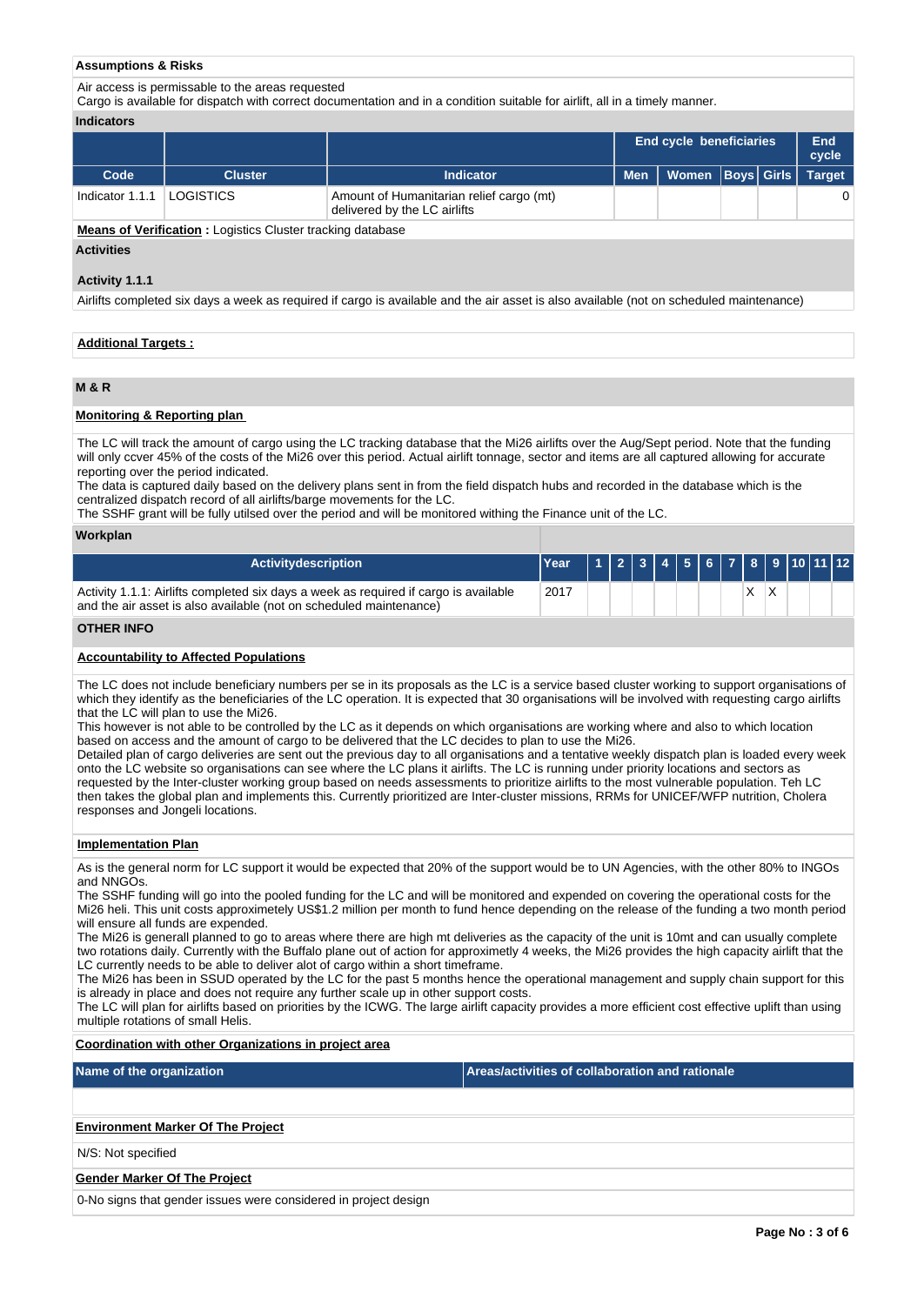**Assumptions & Risks**

Air access is permissable to the areas requested
Cargo is available for dispatch with correct documentation and in a condition suitable for airlift, all in a timely manner.

**Indicators**

| | | | End cycle beneficiaries | | | | End cycle |
|---|---|---|---|---|---|---|---|
| Code | Cluster | Indicator | Men | Women | Boys | Girls | Target |
| Indicator 1.1.1 | LOGISTICS | Amount of Humanitarian relief cargo (mt) delivered by the LC airlifts | | | | | 0 |

**Means of Verification :** Logistics Cluster tracking database

**Activities**

**Activity 1.1.1**

Airlifts completed six days a week as required if cargo is available and the air asset is also available (not on scheduled maintenance)

**Additional Targets :**

## M & R

**Monitoring & Reporting plan**

The LC will track the amount of cargo using the LC tracking database that the Mi26 airlifts over the Aug/Sept period. Note that the funding will only ccver 45% of the costs of the Mi26 over this period. Actual airlift tonnage, sector and items are all captured allowing for accurate reporting over the period indicated.
The data is captured daily based on the delivery plans sent in from the field dispatch hubs and recorded in the database which is the centralized dispatch record of all airlifts/barge movements for the LC.
The SSHF grant will be fully utilsed over the period and will be monitored withing the Finance unit of the LC.

**Workplan**

| Activitydescription | Year | 1 | 2 | 3 | 4 | 5 | 6 | 7 | 8 | 9 | 10 | 11 | 12 |
|---|---|---|---|---|---|---|---|---|---|---|---|---|---|
| Activity 1.1.1: Airlifts completed six days a week as required if cargo is available and the air asset is also available (not on scheduled maintenance) | 2017 | | | | | | | | X | X | | | |

## OTHER INFO

**Accountability to Affected Populations**

The LC does not include beneficiary numbers per se in its proposals as the LC is a service based cluster working to support organisations of which they identify as the beneficiaries of the LC operation. It is expected that 30 organisations will be involved with requesting cargo airlifts that the LC will plan to use the Mi26.
This however is not able to be controlled by the LC as it depends on which organisations are working where and also to which location based on access and the amount of cargo to be delivered that the LC decides to plan to use the Mi26.
Detailed plan of cargo deliveries are sent out the previous day to all organisations and a tentative weekly dispatch plan is loaded every week onto the LC website so organisations can see where the LC plans it airlifts. The LC is running under priority locations and sectors as requested by the Inter-cluster working group based on needs assessments to prioritize airlifts to the most vulnerable population. Teh LC then takes the global plan and implements this. Currently prioritized are Inter-cluster missions, RRMs for UNICEF/WFP nutrition, Cholera responses and Jongeli locations.

**Implementation Plan**

As is the general norm for LC support it would be expected that 20% of the support would be to UN Agencies, with the other 80% to INGOs and NNGOs.
The SSHF funding will go into the pooled funding for the LC and will be monitored and expended on covering the operational costs for the Mi26 heli. This unit costs approximetely US$1.2 million per month to fund hence depending on the release of the funding a two month period will ensure all funds are expended.
The Mi26 is generall planned to go to areas where there are high mt deliveries as the capacity of the unit is 10mt and can usually complete two rotations daily. Currently with the Buffalo plane out of action for approximetly 4 weeks, the Mi26 provides the high capacity airlift that the LC currently needs to be able to deliver alot of cargo within a short timeframe.
The Mi26 has been in SSUD operated by the LC for the past 5 months hence the operational management and supply chain support for this is already in place and does not require any further scale up in other support costs.
The LC will plan for airlifts based on priorities by the ICWG. The large airlift capacity provides a more efficient cost effective uplift than using multiple rotations of small Helis.

**Coordination with other Organizations in project area**

| Name of the organization | Areas/activities of collaboration and rationale |
|---|---|
| | |

**Environment Marker Of The Project**

N/S: Not specified

**Gender Marker Of The Project**

0-No signs that gender issues were considered in project design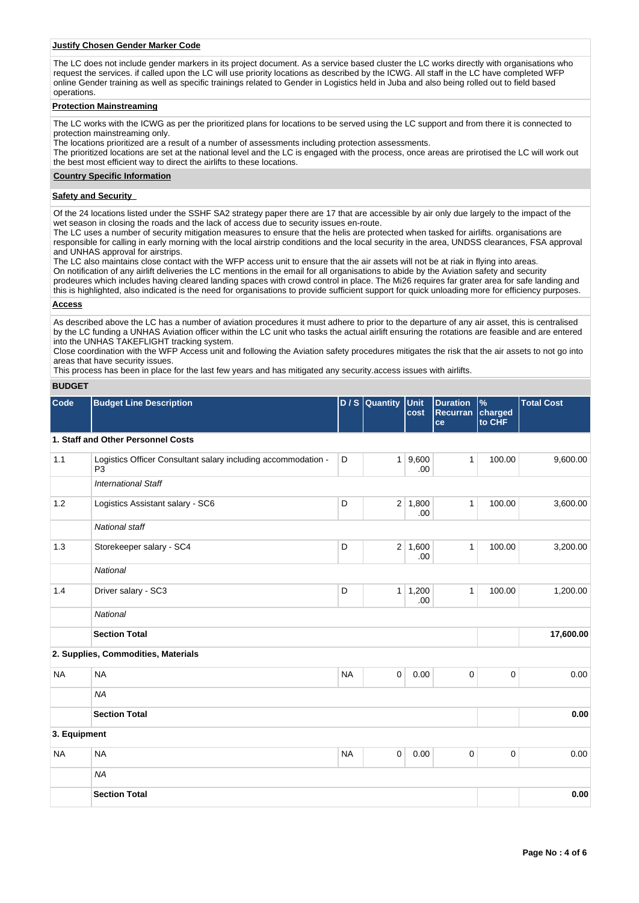**Justify Chosen Gender Marker Code**

The LC does not include gender markers in its project document. As a service based cluster the LC works directly with organisations who request the services. if called upon the LC will use priority locations as described by the ICWG. All staff in the LC have completed WFP online Gender training as well as specific trainings related to Gender in Logistics held in Juba and also being rolled out to field based operations.

**Protection Mainstreaming**

The LC works with the ICWG as per the prioritized plans for locations to be served using the LC support and from there it is connected to protection mainstreaming only.
The locations prioritized are a result of a number of assessments including protection assessments.
The prioritized locations are set at the national level and the LC is engaged with the process, once areas are pirotised the LC will work out the best most efficient way to direct the airlifts to these locations.

**Country Specific Information**

**Safety and Security**

Of the 24 locations listed under the SSHF SA2 strategy paper there are 17 that are accessible by air only due largely to the impact of the wet season in closing the roads and the lack of access due to security issues en-route.
The LC uses a number of security mitigation measures to ensure that the helis are protected when tasked for airlifts. organisations are responsible for calling in early morning with the local airstrip conditions and the local security in the area, UNDSS clearances, FSA approval and UNHAS approval for airstrips.
The LC also maintains close contact with the WFP access unit to ensure that the air assets will not be at riak in flying into areas.
On notification of any airlift deliveries the LC mentions in the email for all organisations to abide by the Aviation safety and security prodeures which includes having cleared landing spaces with crowd control in place. The Mi26 requires far grater area for safe landing and this is highlighted, also indicated is the need for organisations to provide sufficient support for quick unloading more for efficiency purposes.

**Access**

As described above the LC has a number of aviation procedures it must adhere to prior to the departure of any air asset, this is centralised by the LC funding a UNHAS Aviation officer within the LC unit who tasks the actual airlift ensuring the rotations are feasible and are entered into the UNHAS TAKEFLIGHT tracking system.
Close coordination with the WFP Access unit and following the Aviation safety procedures mitigates the risk that the air assets to not go into areas that have security issues.
This process has been in place for the last few years and has mitigated any security.access issues with airlifts.

**BUDGET**

| Code | Budget Line Description | D / S | Quantity | Unit cost | Duration Recurrance | % charged to CHF | Total Cost |
|---|---|---|---|---|---|---|---|
| **1. Staff and Other Personnel Costs** | | | | | | | |
| 1.1 | Logistics Officer Consultant salary including accommodation - P3 | D | 1 | 9,600.00 | 1 | 100.00 | 9,600.00 |
| | *International Staff* | | | | | | |
| 1.2 | Logistics Assistant salary - SC6 | D | 2 | 1,800.00 | 1 | 100.00 | 3,600.00 |
| | *National staff* | | | | | | |
| 1.3 | Storekeeper salary - SC4 | D | 2 | 1,600.00 | 1 | 100.00 | 3,200.00 |
| | *National* | | | | | | |
| 1.4 | Driver salary - SC3 | D | 1 | 1,200.00 | 1 | 100.00 | 1,200.00 |
| | *National* | | | | | | |
| | **Section Total** | | | | | | **17,600.00** |
| **2. Supplies, Commodities, Materials** | | | | | | | |
| NA | NA | NA | 0 | 0.00 | 0 | 0 | 0.00 |
| | *NA* | | | | | | |
| | **Section Total** | | | | | | **0.00** |
| **3. Equipment** | | | | | | | |
| NA | NA | NA | 0 | 0.00 | 0 | 0 | 0.00 |
| | *NA* | | | | | | |
| | **Section Total** | | | | | | **0.00** |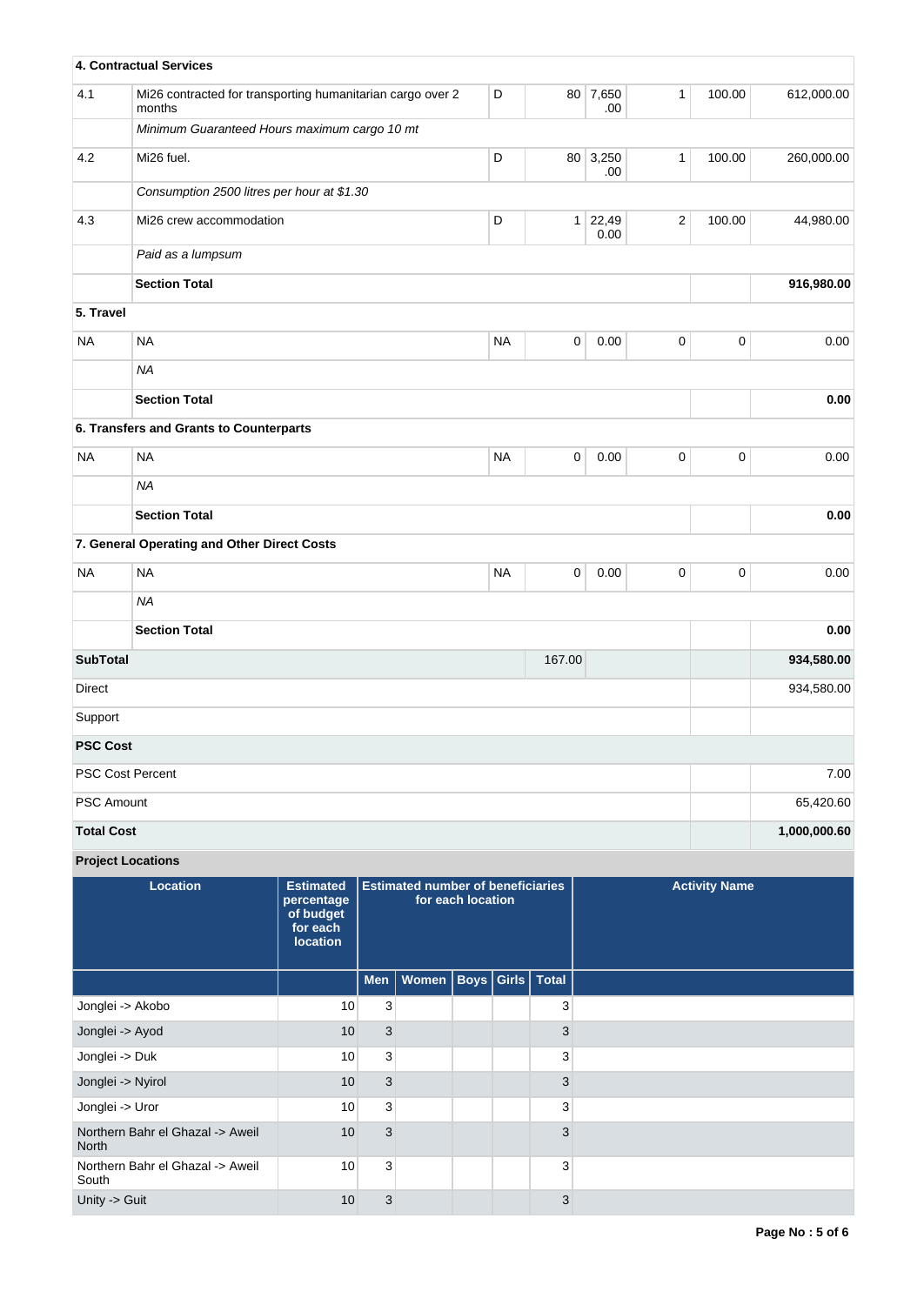| 4. Contractual Services | | | | | | | |
|---|---|---|---|---|---|---|---|
| 4.1 | Mi26 contracted for transporting humanitarian cargo over 2 months | D | 80 | 7,650.00 | 1 | 100.00 | 612,000.00 |
| | *Minimum Guaranteed Hours maximum cargo 10 mt* | | | | | | |
| 4.2 | Mi26 fuel. | D | 80 | 3,250.00 | 1 | 100.00 | 260,000.00 |
| | *Consumption 2500 litres per hour at $1.30* | | | | | | |
| 4.3 | Mi26 crew accommodation | D | 1 | 22,490.00 | 2 | 100.00 | 44,980.00 |
| | *Paid as a lumpsum* | | | | | | |
| | **Section Total** | | | | | | **916,980.00** |
| **5. Travel** | | | | | | | |
| NA | NA | NA | 0 | 0.00 | 0 | 0 | 0.00 |
| | *NA* | | | | | | |
| | **Section Total** | | | | | | **0.00** |
| **6. Transfers and Grants to Counterparts** | | | | | | | |
| NA | NA | NA | 0 | 0.00 | 0 | 0 | 0.00 |
| | *NA* | | | | | | |
| | **Section Total** | | | | | | **0.00** |
| **7. General Operating and Other Direct Costs** | | | | | | | |
| NA | NA | NA | 0 | 0.00 | 0 | 0 | 0.00 |
| | *NA* | | | | | | |
| | **Section Total** | | | | | | **0.00** |
| **SubTotal** | | | 167.00 | | | | **934,580.00** |
| Direct | | | | | | | 934,580.00 |
| Support | | | | | | | |
| **PSC Cost** | | | | | | | |
| PSC Cost Percent | | | | | | | 7.00 |
| PSC Amount | | | | | | | 65,420.60 |
| **Total Cost** | | | | | | | **1,000,000.60** |

**Project Locations**

| Location | Estimated percentage of budget for each location | Estimated number of beneficiaries for each location | | | | | Activity Name |
|---|---|---|---|---|---|---|---|
| | | Men | Women | Boys | Girls | Total | |
| Jonglei -> Akobo | 10 | 3 | | | | 3 | |
| Jonglei -> Ayod | 10 | 3 | | | | 3 | |
| Jonglei -> Duk | 10 | 3 | | | | 3 | |
| Jonglei -> Nyirol | 10 | 3 | | | | 3 | |
| Jonglei -> Uror | 10 | 3 | | | | 3 | |
| Northern Bahr el Ghazal -> Aweil North | 10 | 3 | | | | 3 | |
| Northern Bahr el Ghazal -> Aweil South | 10 | 3 | | | | 3 | |
| Unity -> Guit | 10 | 3 | | | | 3 | |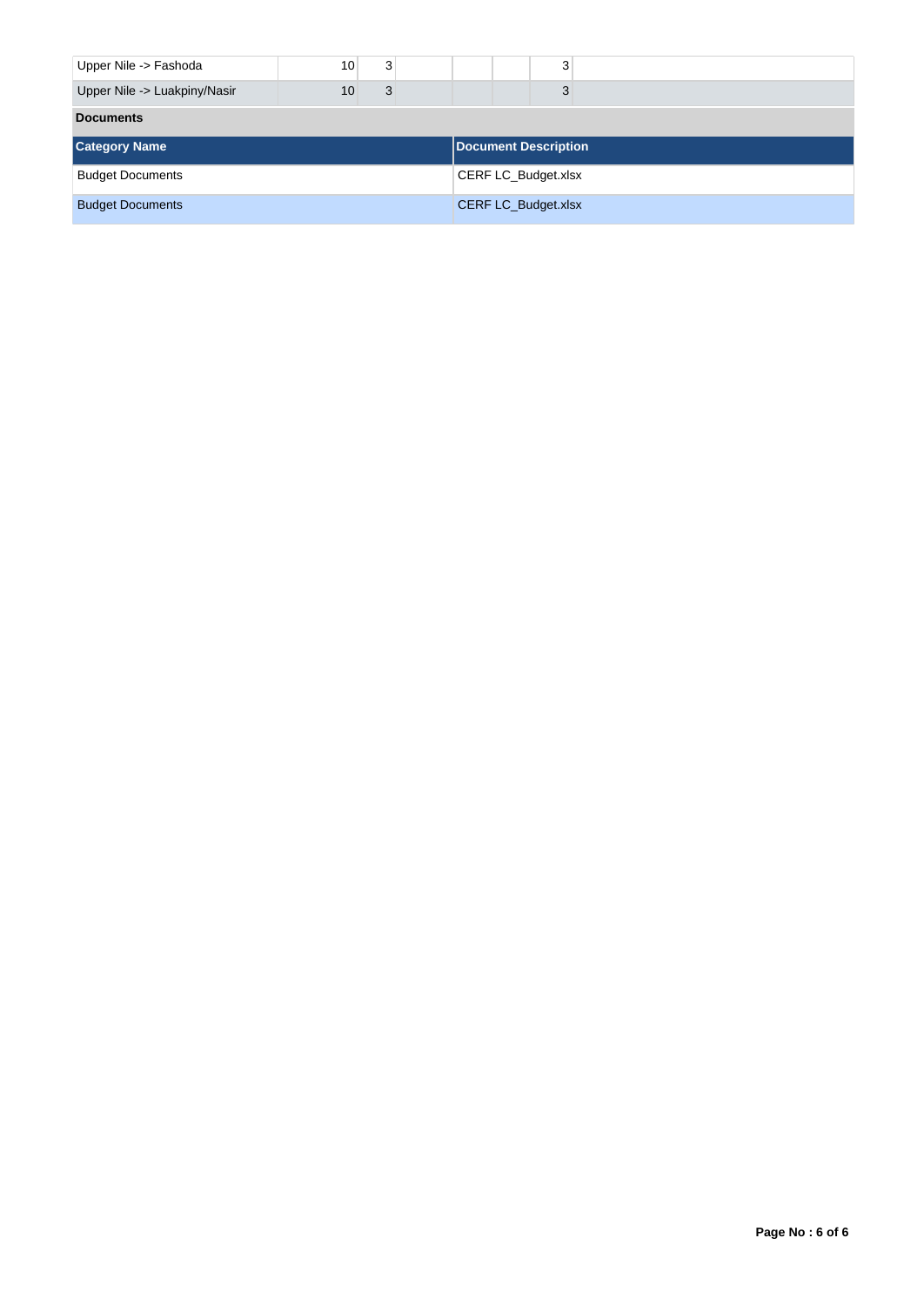| | | | | | | | |
|---|---|---|---|---|---|---|---|
| Upper Nile -> Fashoda | 10 | 3 | | | | 3 | |
| Upper Nile -> Luakpiny/Nasir | 10 | 3 | | | | 3 | |

**Documents**

| Category Name | Document Description |
|---|---|
| Budget Documents | CERF LC_Budget.xlsx |
| Budget Documents | CERF LC_Budget.xlsx |